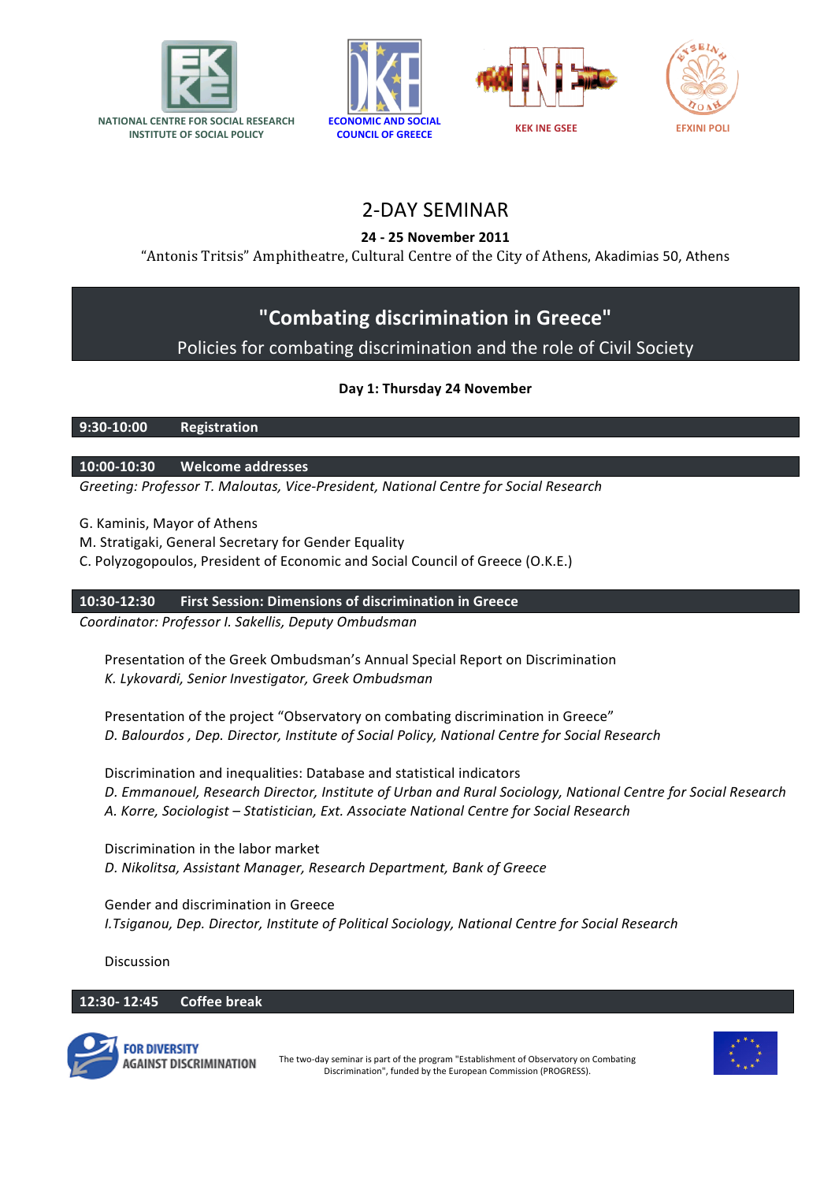NATIONAL CENTRE FOR SOCIAL RESEARCH
INSTITUTE OF SOCIAL POLICY

ECONOMIC AND SOCIAL COUNCIL OF GREECE

KEK INE GSEE

EFXINI POLI

# 2-DAY SEMINAR

**24 - 25 November 2011**

"Antonis Tritsis" Amphitheatre, Cultural Centre of the City of Athens, Akadimias 50, Athens

## "Combating discrimination in Greece"

Policies for combating discrimination and the role of Civil Society

### Day 1: Thursday 24 November

**9:30-10:00 Registration**

**10:00-10:30 Welcome addresses**

*Greeting: Professor T. Maloutas, Vice-President, National Centre for Social Research*

G. Kaminis, Mayor of Athens
M. Stratigaki, General Secretary for Gender Equality
C. Polyzogopoulos, President of Economic and Social Council of Greece (O.K.E.)

**10:30-12:30 First Session: Dimensions of discrimination in Greece**

*Coordinator: Professor I. Sakellis, Deputy Ombudsman*

Presentation of the Greek Ombudsman's Annual Special Report on Discrimination
*K. Lykovardi, Senior Investigator, Greek Ombudsman*

Presentation of the project "Observatory on combating discrimination in Greece"
*D. Balourdos , Dep. Director, Institute of Social Policy, National Centre for Social Research*

Discrimination and inequalities: Database and statistical indicators
*D. Emmanouel, Research Director, Institute of Urban and Rural Sociology, National Centre for Social Research*
*A. Korre, Sociologist – Statistician, Ext. Associate National Centre for Social Research*

Discrimination in the labor market
*D. Nikolitsa, Assistant Manager, Research Department, Bank of Greece*

Gender and discrimination in Greece
*I.Tsiganou, Dep. Director, Institute of Political Sociology, National Centre for Social Research*

Discussion

**12:30- 12:45 Coffee break**

FOR DIVERSITY AGAINST DISCRIMINATION

The two-day seminar is part of the program "Establishment of Observatory on Combating Discrimination", funded by the European Commission (PROGRESS).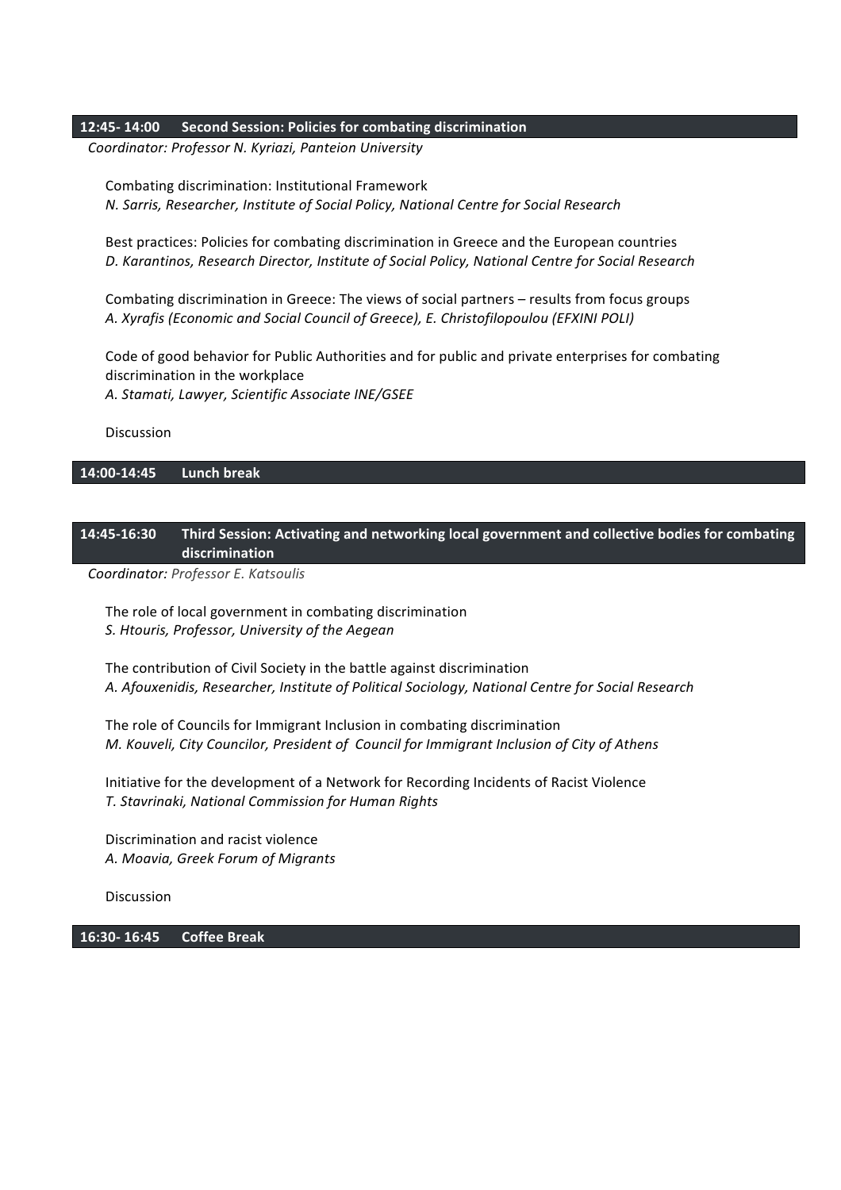**12:45- 14:00 Second Session: Policies for combating discrimination**

*Coordinator: Professor N. Kyriazi, Panteion University*

Combating discrimination: Institutional Framework
*N. Sarris, Researcher, Institute of Social Policy, National Centre for Social Research*

Best practices: Policies for combating discrimination in Greece and the European countries
*D. Karantinos, Research Director, Institute of Social Policy, National Centre for Social Research*

Combating discrimination in Greece: The views of social partners – results from focus groups
*A. Xyrafis (Economic and Social Council of Greece), E. Christofilopoulou (EFXINI POLI)*

Code of good behavior for Public Authorities and for public and private enterprises for combating discrimination in the workplace
*A. Stamati, Lawyer, Scientific Associate INE/GSEE*

Discussion

**14:00-14:45 Lunch break**

**14:45-16:30 Third Session: Activating and networking local government and collective bodies for combating discrimination**

*Coordinator: Professor E. Katsoulis*

The role of local government in combating discrimination
*S. Htouris, Professor, University of the Aegean*

The contribution of Civil Society in the battle against discrimination
*A. Afouxenidis, Researcher, Institute of Political Sociology, National Centre for Social Research*

The role of Councils for Immigrant Inclusion in combating discrimination
*M. Kouveli, City Councilor, President of Council for Immigrant Inclusion of City of Athens*

Initiative for the development of a Network for Recording Incidents of Racist Violence
*T. Stavrinaki, National Commission for Human Rights*

Discrimination and racist violence
*A. Moavia, Greek Forum of Migrants*

Discussion

**16:30- 16:45 Coffee Break**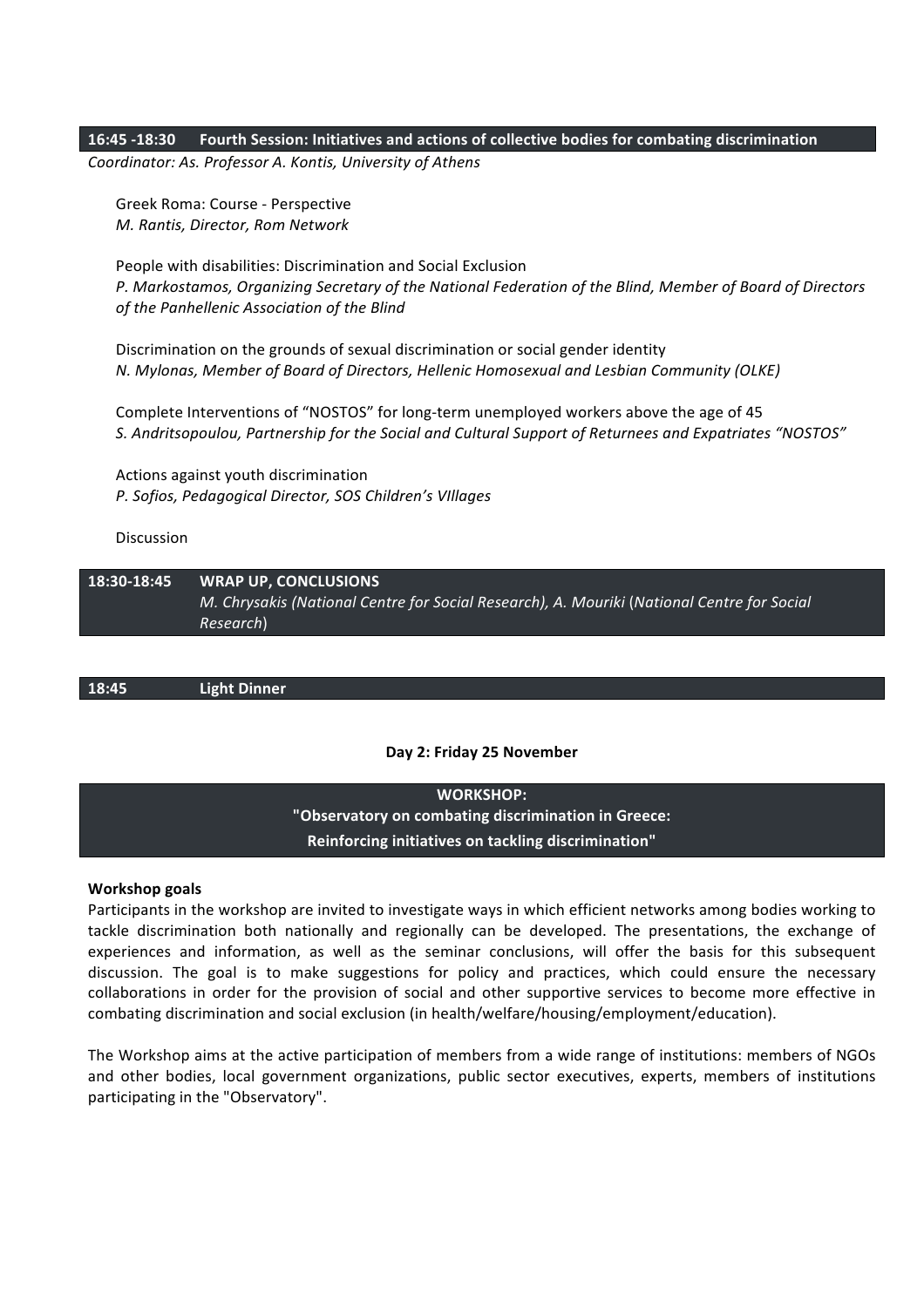**16:45 -18:30 Fourth Session: Initiatives and actions of collective bodies for combating discrimination**

*Coordinator: As. Professor A. Kontis, University of Athens*

Greek Roma: Course - Perspective
*M. Rantis, Director, Rom Network*

People with disabilities: Discrimination and Social Exclusion
*P. Markostamos, Organizing Secretary of the National Federation of the Blind, Member of Board of Directors of the Panhellenic Association of the Blind*

Discrimination on the grounds of sexual discrimination or social gender identity
*N. Mylonas, Member of Board of Directors, Hellenic Homosexual and Lesbian Community (OLKE)*

Complete Interventions of "NOSTOS" for long-term unemployed workers above the age of 45
*S. Andritsopoulou, Partnership for the Social and Cultural Support of Returnees and Expatriates "NOSTOS"*

Actions against youth discrimination
*P. Sofios, Pedagogical Director, SOS Children's VIllages*

Discussion

**18:30-18:45 WRAP UP, CONCLUSIONS**
*M. Chrysakis (National Centre for Social Research), A. Mouriki (National Centre for Social Research)*

**18:45 Light Dinner**

**Day 2: Friday 25 November**

**WORKSHOP:**
**"Observatory on combating discrimination in Greece:**
**Reinforcing initiatives on tackling discrimination"**

**Workshop goals**

Participants in the workshop are invited to investigate ways in which efficient networks among bodies working to tackle discrimination both nationally and regionally can be developed. The presentations, the exchange of experiences and information, as well as the seminar conclusions, will offer the basis for this subsequent discussion. The goal is to make suggestions for policy and practices, which could ensure the necessary collaborations in order for the provision of social and other supportive services to become more effective in combating discrimination and social exclusion (in health/welfare/housing/employment/education).

The Workshop aims at the active participation of members from a wide range of institutions: members of NGOs and other bodies, local government organizations, public sector executives, experts, members of institutions participating in the "Observatory".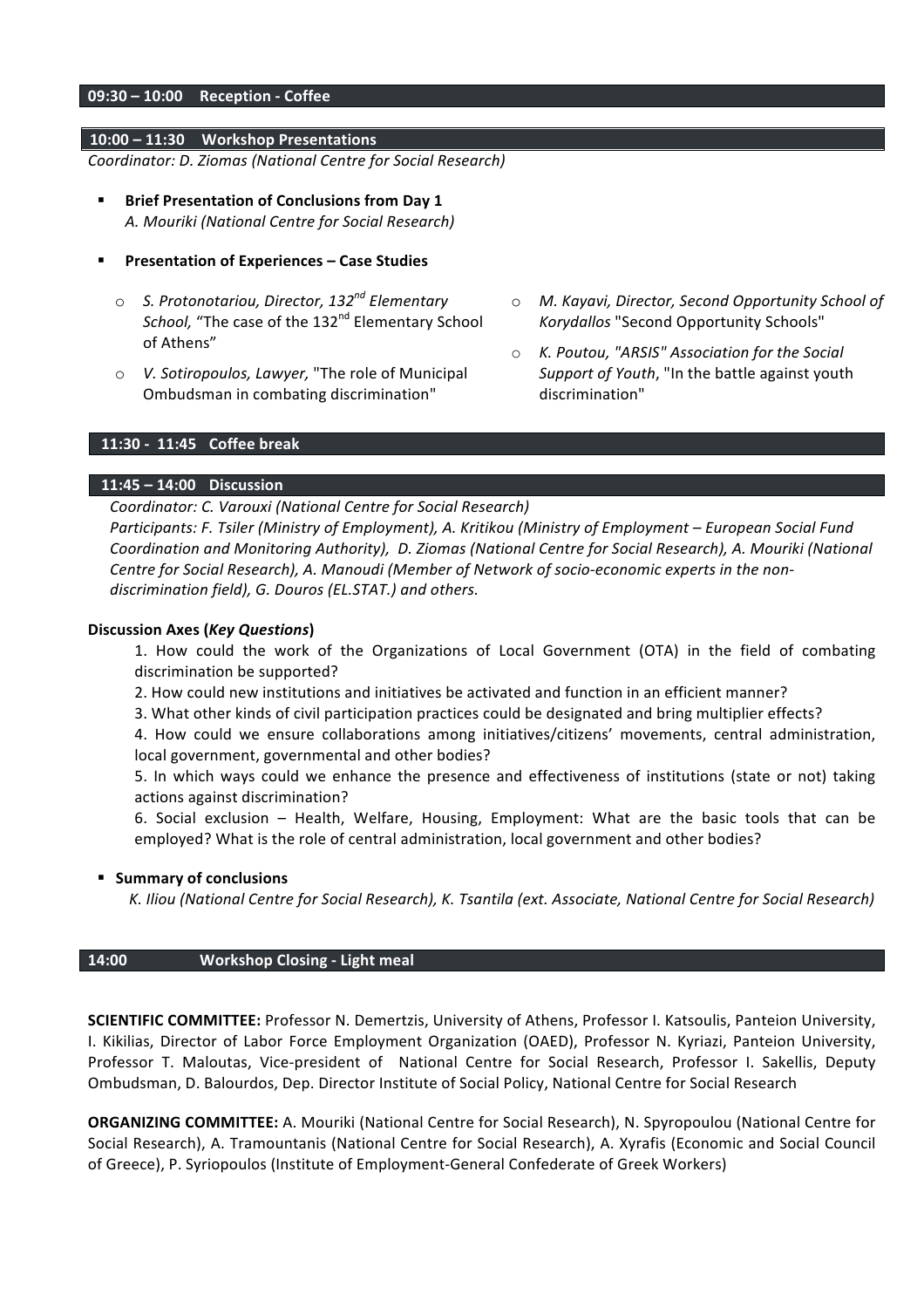**09:30 – 10:00 Reception - Coffee**

**10:00 – 11:30 Workshop Presentations**

*Coordinator: D. Ziomas (National Centre for Social Research)*

- **Brief Presentation of Conclusions from Day 1**
  *A. Mouriki (National Centre for Social Research)*

- **Presentation of Experiences – Case Studies**

  - *S. Protonotariou, Director, 132nd Elementary School,* "The case of the 132nd Elementary School of Athens"
  - *V. Sotiropoulos, Lawyer,* "The role of Municipal Ombudsman in combating discrimination"
  - *M. Kayavi, Director, Second Opportunity School of Korydallos* "Second Opportunity Schools"
  - *K. Poutou, "ARSIS" Association for the Social Support of Youth*, "In the battle against youth discrimination"

**11:30 - 11:45 Coffee break**

**11:45 – 14:00 Discussion**

*Coordinator: C. Varouxi (National Centre for Social Research)*
*Participants: F. Tsiler (Ministry of Employment), A. Kritikou (Ministry of Employment – European Social Fund Coordination and Monitoring Authority), D. Ziomas (National Centre for Social Research), A. Mouriki (National Centre for Social Research), A. Manoudi (Member of Network of socio-economic experts in the non-discrimination field), G. Douros (EL.STAT.) and others.*

**Discussion Axes (*Key Questions*)**

1. How could the work of the Organizations of Local Government (OTA) in the field of combating discrimination be supported?
2. How could new institutions and initiatives be activated and function in an efficient manner?
3. What other kinds of civil participation practices could be designated and bring multiplier effects?
4. How could we ensure collaborations among initiatives/citizens' movements, central administration, local government, governmental and other bodies?
5. In which ways could we enhance the presence and effectiveness of institutions (state or not) taking actions against discrimination?
6. Social exclusion – Health, Welfare, Housing, Employment: What are the basic tools that can be employed? What is the role of central administration, local government and other bodies?

- **Summary of conclusions**
  *K. Iliou (National Centre for Social Research), K. Tsantila (ext. Associate, National Centre for Social Research)*

**14:00 Workshop Closing - Light meal**

**SCIENTIFIC COMMITTEE:** Professor N. Demertzis, University of Athens, Professor I. Katsoulis, Panteion University, I. Kikilias, Director of Labor Force Employment Organization (OAED), Professor N. Kyriazi, Panteion University, Professor T. Maloutas, Vice-president of National Centre for Social Research, Professor I. Sakellis, Deputy Ombudsman, D. Balourdos, Dep. Director Institute of Social Policy, National Centre for Social Research

**ORGANIZING COMMITTEE:** A. Mouriki (National Centre for Social Research), N. Spyropoulou (National Centre for Social Research), A. Tramountanis (National Centre for Social Research), A. Xyrafis (Economic and Social Council of Greece), P. Syriopoulos (Institute of Employment-General Confederate of Greek Workers)